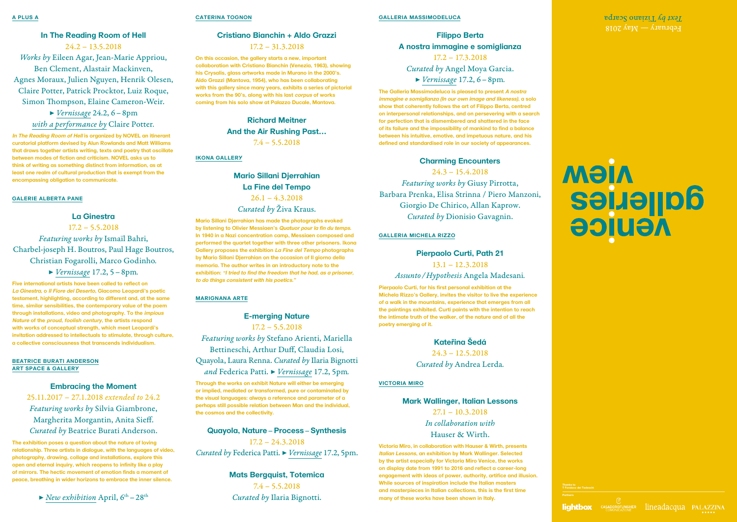## A PLUS A

### In The Reading Room of Hell

24.2 – 13.5.2018

*Works by* Eileen Agar, Jean-Marie Appriou, Ben Clement, Alastair Mackinven, Agnes Moraux, Julien Nguyen, Henrik Olesen, Claire Potter, Patrick Procktor, Luiz Roque, Simon Thompson, Elaine Cameron-Weir.

► *Vernissage* 24.2, 6 – 8pm

*with a performance by* Claire Potter.

***In The Reading Room of Hell*** **is organized by NOVEL an itinerant curatorial platform devised by Alun Rowlands and Matt Williams that draws together artists writing, texts and poetry that oscillate between modes of fiction and criticism. NOVEL asks us to think of writing as something distinct from information, as at least one realm of cultural production that is exempt from the encompassing obligation to communicate.**

## GALERIE ALBERTA PANE

### La Ginestra

17.2 – 5.5.2018

*Featuring works by* Ismaïl Bahri, Charbel-joseph H. Boutros, Paul Hage Boutros, Christian Fogarolli, Marco Godinho.

► *Vernissage* 17.2, 5 – 8pm.

**Five international artists have been called to reflect on *La Ginestra, o Il Fiore del Deserto*, Giacomo Leopardi's poetic testament, highlighting, according to different and, at the same time, similar sensibilities, the contemporary value of the poem through installations, video and photography. To the *impious Nature* of the *proud, foolish century*, the artists respond with works of conceptual strength, which meet Leopardi's invitation addressed to intellectuals to stimulate, through culture, a collective consciousness that transcends individualism.**

## BEATRICE BURATI ANDERSON ART SPACE & GALLERY

### Embracing the Moment

25.11.2017 – 27.1.2018 *extended to* 24.2

*Featuring works by* Silvia Giambrone, Margherita Morgantin, Anita Sieff.

*Curated by* Beatrice Burati Anderson.

**The exhibition poses a question about the nature of loving relationship. Three artists in dialogue, with the languages of video, photography, drawing, collage and installations, explore this open and eternal inquiry, which reopens to infinity like a play of mirrors. The hectic movement of emotion finds a moment of peace, breathing in wider horizons to embrace the inner silence.**

► *New exhibition* April, 6th – 28th

## CATERINA TOGNON

### Cristiano Bianchin + Aldo Grazzi

17.2 – 31.3.2018

**On this occasion, the gallery starts a new, important collaboration with Cristiano Bianchin (Venezia, 1963), showing his Crysalis, glass artworks made in Murano in the 2000's. Aldo Grazzi (Mantova, 1954), who has been collaborating with this gallery since many years, exhibits a series of pictorial works from the 90's, along with his last *corpus* of works coming from his solo show at Palazzo Ducale, Mantova.**

### Richard Meitner And the Air Rushing Past…

7.4 – 5.5.2018

## IKONA GALLERY

### Mario Sillani Djerrahian La Fine del Tempo

26.1 – 4.3.2018

*Curated by* Živa Kraus.

**Mario Sillani Djerrahian has made the photographs evoked by listening to Olivier Messiaen's *Quatuor pour la fin du temps*. In 1940 in a Nazi concentration camp, Messiaen composed and performed the quartet together with three other prisoners. Ikona Gallery proposes the exhibition *La Fine del Tempo* photographs by Mario Sillani Djerrahian on the occasion of Il giorno della memoria. The author writes in an introductory note to the exhibition: *"I tried to find the freedom that he had, as a prisoner, to do things consistent with his poetics."***

## MARIGNANA ARTE

### E-merging Nature

17.2 – 5.5.2018

*Featuring works by* Stefano Arienti, Mariella Bettineschi, Arthur Duff, Claudia Losi, Quayola, Laura Renna. *Curated by* Ilaria Bignotti *and* Federica Patti. ► *Vernissage* 17.2, 5pm.

**Through the works on exhibit Nature will either be emerging or implied, mediated or transformed, pure or contaminated by the visual languages: always a reference and parameter of a perhaps still possible relation between Man and the individual, the cosmos and the collectivity.**

### Quayola, Nature – Process – Synthesis

17.2 – 24.3.2018

*Curated by* Federica Patti. ► *Vernissage* 17.2, 5pm.

### Mats Bergquist, Totemica

7.4 – 5.5.2018

*Curated by* Ilaria Bignotti.

## GALLERIA MASSIMODELUCA

### Filippo Berta A nostra immagine e somiglianza

17.2 – 17.3.2018

*Curated by* Angel Moya Garcia.

► *Vernissage* 17.2, 6 – 8pm.

**The Galleria Massimodeluca is pleased to present *A nostra immagine e somiglianza (In our own image and likeness)*, a solo show that coherently follows the art of Filippo Berta, centred on interpersonal relationships, and on persevering with a search for perfection that is dismembered and shattered in the face of its failure and the impossibility of mankind to find a balance between his intuitive, emotive, and impetuous nature, and his defined and standardised role in our society of appearances.**

### Charming Encounters

24.3 – 15.4.2018

*Featuring works by* Giusy Pirrotta, Barbara Prenka, Elisa Strinna / Piero Manzoni, Giorgio De Chirico, Allan Kaprow.

*Curated by* Dionisio Gavagnin.

## GALLERIA MICHELA RIZZO

### Pierpaolo Curti, Path 21

13.1 – 12.3.2018

*Assunto / Hypothesis* Angela Madesani.

**Pierpaolo Curti, for his first personal exhibition at the Michela Rizzo's Gallery, invites the visitor to live the experience of a walk in the mountains, experience that emerges from all the paintings exhibited. Curti paints with the intention to reach the intimate truth of the walker, of the nature and of all the poetry emerging of it.**

### Kateřina Šedá

24.3 – 12.5.2018

*Curated by* Andrea Lerda.

## VICTORIA MIRO

### Mark Wallinger, Italian Lessons

27.1 – 10.3.2018

*In collaboration with* Hauser & Wirth.

**Victoria Miro, in collaboration with Hauser & Wirth, presents *Italian Lessons*, an exhibition by Mark Wallinger. Selected by the artist especially for Victoria Miro Venice, the works on display date from 1991 to 2016 and reflect a career-long engagement with ideas of power, authority, artifice and illusion. While sources of inspiration include the Italian masters and masterpieces in Italian collections, this is the first time many of these works have been shown in Italy.**

# venice galleries view

February — May 2018

*Text by* Tiziano Scarpa

Thanks to
T Fondaco dei Tedeschi

Partners

lightbox · CASADOROFUNGHER COMUNICAZIONE · lineadacqua · PALAZZINA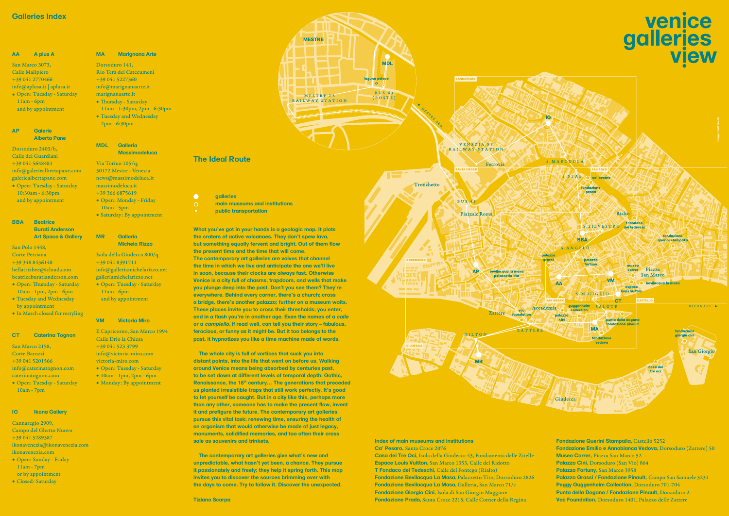# venice galleries view

## Galleries Index

**AA A plus A**

San Marco 3073,
Calle Malipiero
+39 041 2770466
info@aplusa.it | aplusa.it
- Open: Tuesday - Saturday
  11am - 6pm
  and by appointment

**AP Galerie Alberta Pane**

Dorsoduro 2403/h,
Calle dei Guardiani
+39 041 5648481
info@galeriealbertapane.com
galeriealbertapane.com
- Open: Tuesday - Saturday
  10:30am - 6:30pm
  and by appointment

**BBA Beatrice Burati Anderson Art Space & Gallery**

San Polo 1448,
Corte Petriana
+39 348 8436148
bellatrixbee@icloud.com
beatriceburatianderson.com
- Open: Thursday - Saturday
  10am - 1pm, 2pm - 6pm
- Tuesday and Wednesday
  by appointment
- In March closed for restyling

**CT Caterina Tognon**

San Marco 2158,
Corte Barozzi
+39 041 5201566
info@caterinatognon.com
caterinatognon.com
- Open: Tuesday - Saturday
  10am - 7pm

**IG Ikona Gallery**

Cannaregio 2909,
Campo del Ghetto Nuovo
+39 041 5289387
ikonavenezia@ikonavenezia.com
ikonavenezia.com
- Open: Sunday - Friday
  11am - 7pm
  or by appointment
- Closed: Saturday

**MA Marignana Arte**

Dorsoduro 141,
Rio Terà dei Catecumeni
+39 041 5227360
info@marignanaarte.it
marignanaarte.it
- Thursday - Saturday
  11am - 1:30pm, 2pm - 6:30pm
- Tuesday and Wednesday
  2pm - 6:30pm

**MDL Galleria Massimodeluca**

Via Torino 105/q,
30172 Mestre - Venezia
news@massimodeluca.it
massimodeluca.it
+39 366 6875619
- Open: Monday - Friday
  10am - 5pm
- Saturday: By appointment

**MR Galleria Michela Rizzo**

Isola della Giudecca 800/q
+39 041 8391711
info@galleriamichelarizzo.net
galleriamichelarizzo.net
- Open: Tuesday - Saturday
  11am - 6pm
  and by appointment

**VM Victoria Miro**

Il Capricorno, San Marco 1994
Calle Drio la Chiesa
+39 041 523 3799
info@victoria-miro.com
victoria-miro.com
- Open: Tuesday - Saturday
- 10am - 1pm, 2pm - 6pm
- Monday: By appointment

## The Ideal Route

- galleries
- main museums and institutions
- public transportation

**What you've got in your hands is a geologic map. It plots the craters of active volcanoes. They don't spew lava, but something equally fervent and bright. Out of them flow the present time and the time that will come. The contemporary art galleries are valves that channel the time in which we live and anticipate the one we'll live in soon, because their clocks are always fast. Otherwise Venice is a city full of chasms, trapdoors, and wells that make you plunge deep into the past. Don't you see them? They're everywhere. Behind every corner, there's a church; cross a bridge, there's another palazzo; further on a museum waits. These places invite you to cross their thresholds; you enter, and in a flash you're in another age. Even the names of a *calle* or a *campiello*, if read well, can tell you their story – fabulous, ferocious, or funny as it might be. But it too belongs to the past, it hypnotizes you like a time machine made of words.**

**The whole city is full of vortices that suck you into distant points, into the life that went on before us. Walking around Venice means being absorbed by centuries past, to be set down at different levels of temporal depth: Gothic, Renaissance, the 18th century… The generations that preceded us planted irresistible traps that still work perfectly. It's good to let yourself be caught. But in a city like this, perhaps more than any other, someone has to make the present flow, invent it and prefigure the future. The contemporary art galleries pursue this vital task: renewing time, ensuring the health of an organism that would otherwise be made of just legacy, monuments, solidified memories, and too often their crass sale as souvenirs and trinkets.**

**The contemporary art galleries give what's new and unpredictable, what hasn't yet been, a chance. They pursue it passionately and freely; they help it spring forth. This map invites you to discover the sources brimming over with the days to come. Try to follow it. Discover the unexpected.**

**Tiziano Scarpa**

MESTRE
MDL
laguna palace
MESTRE FS RAILWAY STATION
BUS 43 (POSTE)
MESTRE 8km
CANNAREGIO
IG
VENEZIA FS RAILWAY STATION
S. MARCUOLA
Ferrovia
SANTA CROCE
SAN POLO
S. STAE
ca' pesaro
fondazione prada
Tronchetto
BUS 43
Piazzale Roma
Rialto
t fondaco dei tedeschi
S. SILVESTRO
BBA
fondazione querini stampalia
S. ANGELO
palazzo grassi
palazzo fortuny
DORSODURO
AP
bevilacqua la masa palazzetto tito
museo correr
Piazza San Marco
AA
VM
bevilacqua la masa
espace louis vuitton
S. M. GIGLIO
SAN MARCO
CASTELLO
CT
guggenheim collection
SALUTE
BIENNALE
vac foundation
Accademia
Zattere
palazzo cini
punta della dogana fondazione pinault
ZATTERE
MA
fondazione vedova
fondazione giorgio cini
HILTON
GIUDECCA
MR
San Giorgio
casa dei tre oci
Giudecca

**Index of main museums and institutions**

**Ca' Pesaro**, Santa Croce 2076
**Casa dei Tre Oci**, Isola della Giudecca 43, Fondamenta delle Zitelle
**Espace Louis Vuitton**, San Marco 1353, Calle del Ridotto
**T Fondaco dei Tedeschi**, Calle del Fontego (Rialto)
**Fondazione Bevilacqua La Masa**, Palazzetto Tito, Dorsoduro 2826
**Fondazione Bevilacqua La Masa**, Galleria, San Marco 71/c
**Fondazione Giorgio Cini**, Isola di San Giorgio Maggiore
**Fondazione Prada**, Santa Croce 2215, Calle Corner della Regina
**Fondazione Querini Stampalia**, Castello 5252
**Fondazione Emilio e Annabianca Vedova**, Dorsoduro (Zattere) 50
**Museo Correr**, Piazza San Marco 52
**Palazzo Cini**, Dorsoduro (San Vio) 864
**Palazzo Fortuny**, San Marco 3958
**Palazzo Grassi / Fondazione Pinault**, Campo San Samuele 3231
**Peggy Guggenheim Collection**, Dorsoduro 701-704
**Punta della Dogana / Fondazione Pinault**, Dorsoduro 2
**Vac Foundation**, Dorsoduro 1401, Palazzo delle Zattere